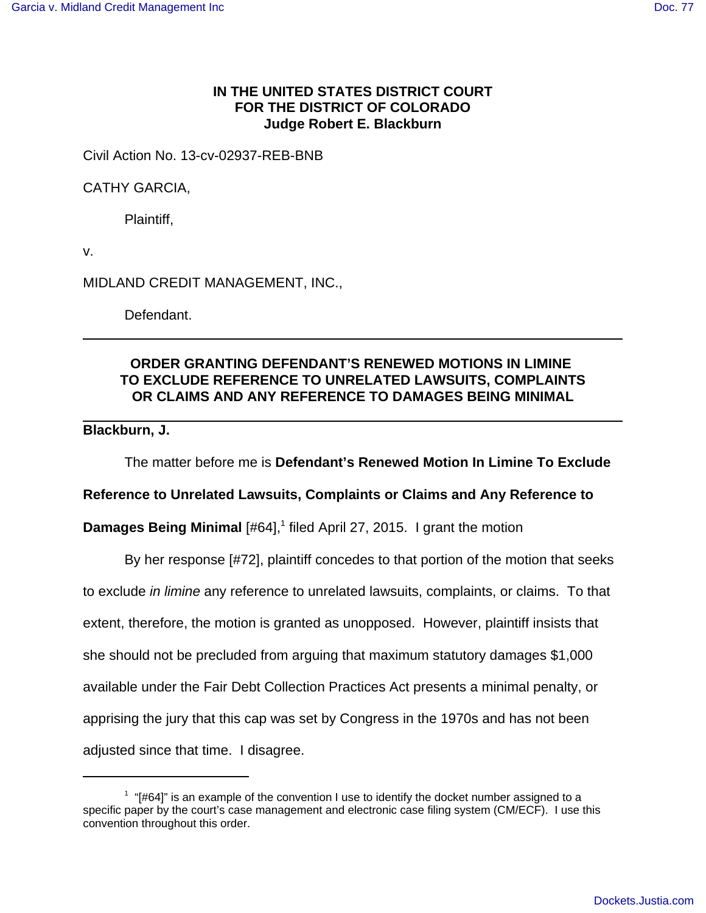**IN THE UNITED STATES DISTRICT COURT**
**FOR THE DISTRICT OF COLORADO**
**Judge Robert E. Blackburn**

Civil Action No. 13-cv-02937-REB-BNB

CATHY GARCIA,

Plaintiff,

v.

MIDLAND CREDIT MANAGEMENT, INC.,

Defendant.

---

**ORDER GRANTING DEFENDANT'S RENEWED MOTIONS IN LIMINE TO EXCLUDE REFERENCE TO UNRELATED LAWSUITS, COMPLAINTS OR CLAIMS AND ANY REFERENCE TO DAMAGES BEING MINIMAL**

---

**Blackburn, J.**

The matter before me is **Defendant's Renewed Motion In Limine To Exclude Reference to Unrelated Lawsuits, Complaints or Claims and Any Reference to Damages Being Minimal** [#64],[1] filed April 27, 2015. I grant the motion

By her response [#72], plaintiff concedes to that portion of the motion that seeks to exclude *in limine* any reference to unrelated lawsuits, complaints, or claims. To that extent, therefore, the motion is granted as unopposed. However, plaintiff insists that she should not be precluded from arguing that maximum statutory damages $1,000 available under the Fair Debt Collection Practices Act presents a minimal penalty, or apprising the jury that this cap was set by Congress in the 1970s and has not been adjusted since that time. I disagree.

---

[1] "[#64]" is an example of the convention I use to identify the docket number assigned to a specific paper by the court's case management and electronic case filing system (CM/ECF). I use this convention throughout this order.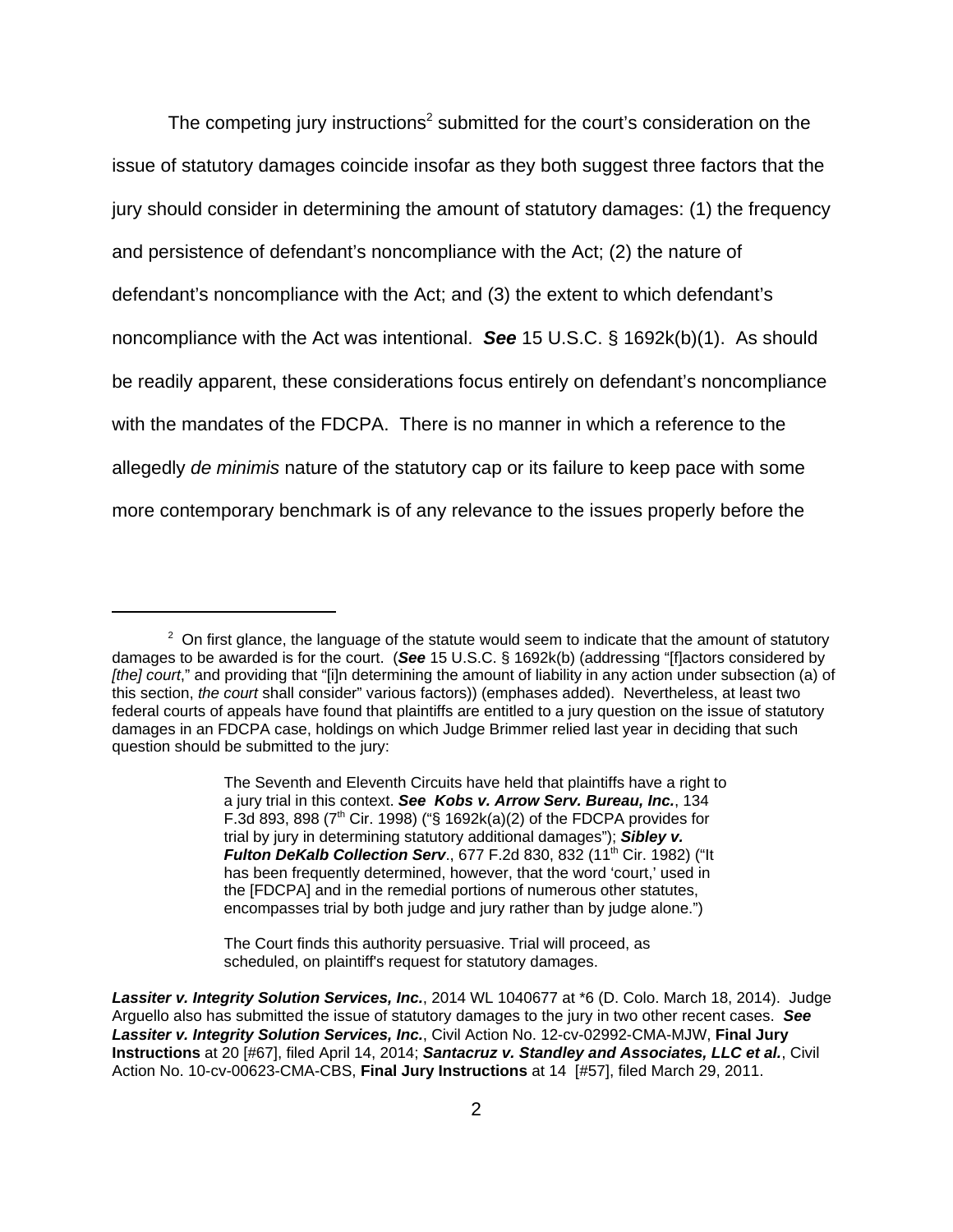The competing jury instructions[2] submitted for the court's consideration on the issue of statutory damages coincide insofar as they both suggest three factors that the jury should consider in determining the amount of statutory damages: (1) the frequency and persistence of defendant's noncompliance with the Act; (2) the nature of defendant's noncompliance with the Act; and (3) the extent to which defendant's noncompliance with the Act was intentional. ***See*** 15 U.S.C. § 1692k(b)(1). As should be readily apparent, these considerations focus entirely on defendant's noncompliance with the mandates of the FDCPA. There is no manner in which a reference to the allegedly *de minimis* nature of the statutory cap or its failure to keep pace with some more contemporary benchmark is of any relevance to the issues properly before the

---

[2] On first glance, the language of the statute would seem to indicate that the amount of statutory damages to be awarded is for the court. (***See*** 15 U.S.C. § 1692k(b) (addressing "[f]actors considered by *[the] court*," and providing that "[i]n determining the amount of liability in any action under subsection (a) of this section, *the court* shall consider" various factors)) (emphases added). Nevertheless, at least two federal courts of appeals have found that plaintiffs are entitled to a jury question on the issue of statutory damages in an FDCPA case, holdings on which Judge Brimmer relied last year in deciding that such question should be submitted to the jury:

> The Seventh and Eleventh Circuits have held that plaintiffs have a right to a jury trial in this context. ***See Kobs v. Arrow Serv. Bureau, Inc.***, 134 F.3d 893, 898 (7th Cir. 1998) ("§ 1692k(a)(2) of the FDCPA provides for trial by jury in determining statutory additional damages"); ***Sibley v. Fulton DeKalb Collection Serv***., 677 F.2d 830, 832 (11th Cir. 1982) ("It has been frequently determined, however, that the word 'court,' used in the [FDCPA] and in the remedial portions of numerous other statutes, encompasses trial by both judge and jury rather than by judge alone.")
>
> The Court finds this authority persuasive. Trial will proceed, as scheduled, on plaintiff's request for statutory damages.

***Lassiter v. Integrity Solution Services, Inc.***, 2014 WL 1040677 at *6 (D. Colo. March 18, 2014). Judge Arguello also has submitted the issue of statutory damages to the jury in two other recent cases. ***See Lassiter v. Integrity Solution Services, Inc.***, Civil Action No. 12-cv-02992-CMA-MJW, **Final Jury Instructions** at 20 [#67], filed April 14, 2014; ***Santacruz v. Standley and Associates, LLC et al.***, Civil Action No. 10-cv-00623-CMA-CBS, **Final Jury Instructions** at 14 [#57], filed March 29, 2011.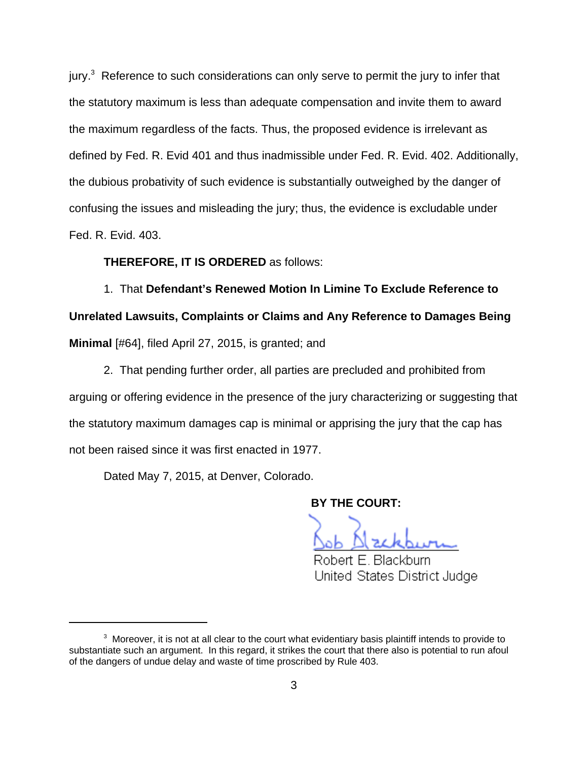jury.[3] Reference to such considerations can only serve to permit the jury to infer that the statutory maximum is less than adequate compensation and invite them to award the maximum regardless of the facts. Thus, the proposed evidence is irrelevant as defined by Fed. R. Evid 401 and thus inadmissible under Fed. R. Evid. 402. Additionally, the dubious probativity of such evidence is substantially outweighed by the danger of confusing the issues and misleading the jury; thus, the evidence is excludable under Fed. R. Evid. 403.

**THEREFORE, IT IS ORDERED** as follows:

1. That **Defendant's Renewed Motion In Limine To Exclude Reference to Unrelated Lawsuits, Complaints or Claims and Any Reference to Damages Being Minimal** [#64], filed April 27, 2015, is granted; and

2. That pending further order, all parties are precluded and prohibited from arguing or offering evidence in the presence of the jury characterizing or suggesting that the statutory maximum damages cap is minimal or apprising the jury that the cap has not been raised since it was first enacted in 1977.

Dated May 7, 2015, at Denver, Colorado.

**BY THE COURT:**

Robert E. Blackburn
United States District Judge

---

[3] Moreover, it is not at all clear to the court what evidentiary basis plaintiff intends to provide to substantiate such an argument. In this regard, it strikes the court that there also is potential to run afoul of the dangers of undue delay and waste of time proscribed by Rule 403.